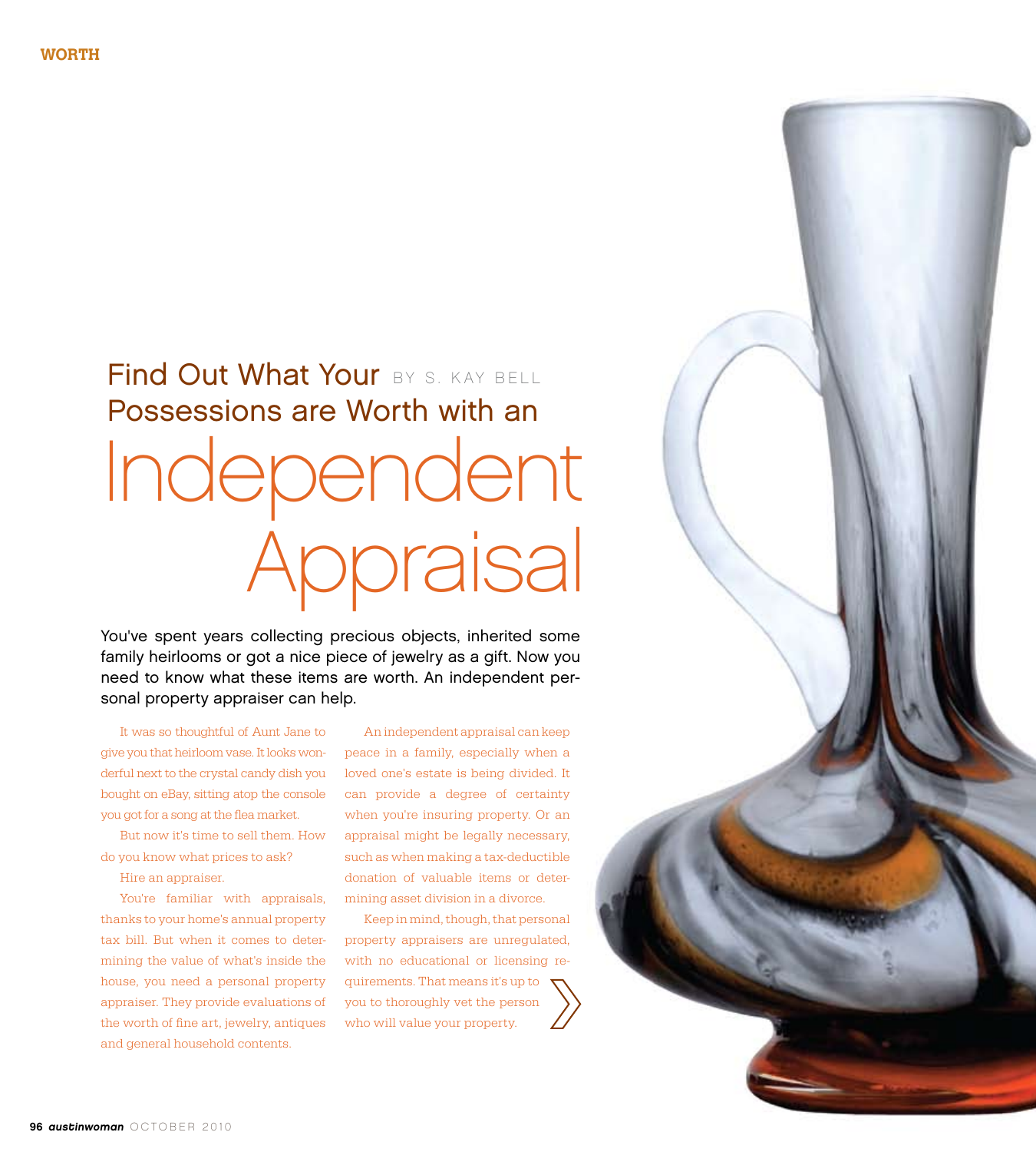# Find Out What Your Possessions are Worth with an Independent Appraisal

BY S. KAY BELL

**You've spent years collecting precious objects, inherited some family heirlooms or got a nice piece of jewelry as a gift. Now you need to know what these items are worth. An independent personal property appraiser can help.**

It was so thoughtful of Aunt Jane to give you that heirloom vase. It looks wonderful next to the crystal candy dish you bought on eBay, sitting atop the console you got for a song at the flea market.

But now it's time to sell them. How do you know what prices to ask?

Hire an appraiser.

You're familiar with appraisals, thanks to your home's annual property tax bill. But when it comes to determining the value of what's inside the house, you need a personal property appraiser. They provide evaluations of the worth of fine art, jewelry, antiques and general household contents.

An independent appraisal can keep peace in a family, especially when a loved one's estate is being divided. It can provide a degree of certainty when you're insuring property. Or an appraisal might be legally necessary, such as when making a tax-deductible donation of valuable items or determining asset division in a divorce.

Keep in mind, though, that personal property appraisers are unregulated, with no educational or licensing requirements. That means it's up to you to thoroughly vet the person who will value your property.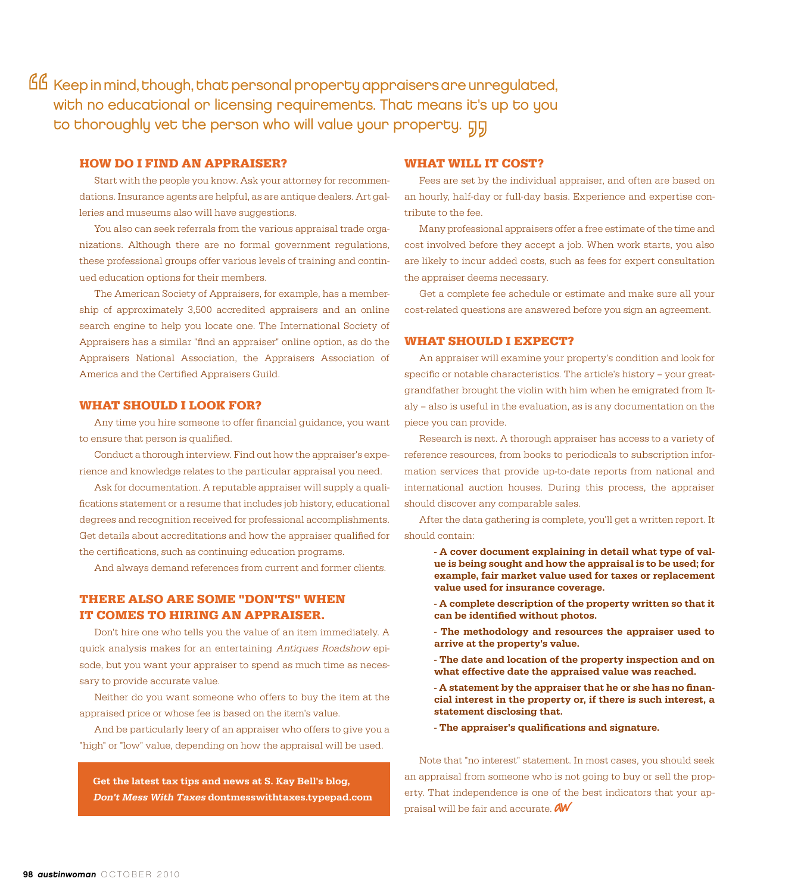> Keep in mind, though, that personal property appraisers are unregulated, with no educational or licensing requirements. That means it's up to you to thoroughly vet the person who will value your property.

## HOW DO I FIND AN APPRAISER?

Start with the people you know. Ask your attorney for recommendations. Insurance agents are helpful, as are antique dealers. Art galleries and museums also will have suggestions.

You also can seek referrals from the various appraisal trade organizations. Although there are no formal government regulations, these professional groups offer various levels of training and continued education options for their members.

The American Society of Appraisers, for example, has a membership of approximately 3,500 accredited appraisers and an online search engine to help you locate one. The International Society of Appraisers has a similar "find an appraiser" online option, as do the Appraisers National Association, the Appraisers Association of America and the Certified Appraisers Guild.

## WHAT SHOULD I LOOK FOR?

Any time you hire someone to offer financial guidance, you want to ensure that person is qualified.

Conduct a thorough interview. Find out how the appraiser's experience and knowledge relates to the particular appraisal you need.

Ask for documentation. A reputable appraiser will supply a qualifications statement or a resume that includes job history, educational degrees and recognition received for professional accomplishments. Get details about accreditations and how the appraiser qualified for the certifications, such as continuing education programs.

And always demand references from current and former clients.

## THERE ALSO ARE SOME "DON'TS" WHEN IT COMES TO HIRING AN APPRAISER.

Don't hire one who tells you the value of an item immediately. A quick analysis makes for an entertaining *Antiques Roadshow* episode, but you want your appraiser to spend as much time as necessary to provide accurate value.

Neither do you want someone who offers to buy the item at the appraised price or whose fee is based on the item's value.

And be particularly leery of an appraiser who offers to give you a "high" or "low" value, depending on how the appraisal will be used.

**Get the latest tax tips and news at S. Kay Bell's blog, *Don't Mess With Taxes* dontmesswithtaxes.typepad.com**

## WHAT WILL IT COST?

Fees are set by the individual appraiser, and often are based on an hourly, half-day or full-day basis. Experience and expertise contribute to the fee.

Many professional appraisers offer a free estimate of the time and cost involved before they accept a job. When work starts, you also are likely to incur added costs, such as fees for expert consultation the appraiser deems necessary.

Get a complete fee schedule or estimate and make sure all your cost-related questions are answered before you sign an agreement.

## WHAT SHOULD I EXPECT?

An appraiser will examine your property's condition and look for specific or notable characteristics. The article's history – your great-grandfather brought the violin with him when he emigrated from Italy – also is useful in the evaluation, as is any documentation on the piece you can provide.

Research is next. A thorough appraiser has access to a variety of reference resources, from books to periodicals to subscription information services that provide up-to-date reports from national and international auction houses. During this process, the appraiser should discover any comparable sales.

After the data gathering is complete, you'll get a written report. It should contain:

- **A cover document explaining in detail what type of value is being sought and how the appraisal is to be used; for example, fair market value used for taxes or replacement value used for insurance coverage.**
- **A complete description of the property written so that it can be identified without photos.**
- **The methodology and resources the appraiser used to arrive at the property's value.**
- **The date and location of the property inspection and on what effective date the appraised value was reached.**
- **A statement by the appraiser that he or she has no financial interest in the property or, if there is such interest, a statement disclosing that.**
- **The appraiser's qualifications and signature.**

Note that "no interest" statement. In most cases, you should seek an appraisal from someone who is not going to buy or sell the property. That independence is one of the best indicators that your appraisal will be fair and accurate. AW